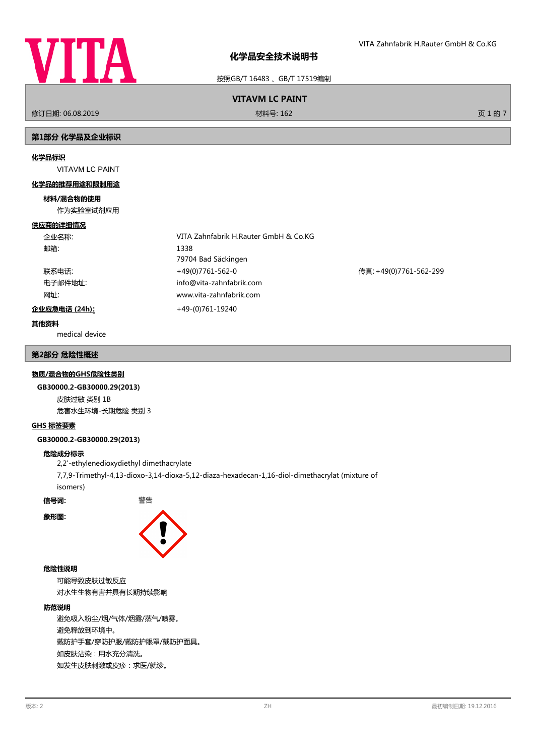# 化学品安全技术说明书

按照GB/T 16483 、GB/T 17519编制

**VITAVM LC PAINT**

修订日期: 06.08.2019　　材料号: 162

## 第1部分 化学品及企业标识

**化学品标识**

VITAVM LC PAINT

**化学品的推荐用途和限制用途**

**材料/混合物的使用**

作为实验室试剂应用

**供应商的详细情况**

| | | |
|---|---|---|
| 企业名称: | VITA Zahnfabrik H.Rauter GmbH & Co.KG | |
| 邮箱: | 1338<br>79704 Bad Säckingen | |
| 联系电话: | +49(0)7761-562-0 | 传真: +49(0)7761-562-299 |
| 电子邮件地址: | info@vita-zahnfabrik.com | |
| 网址: | www.vita-zahnfabrik.com | |

**企业应急电话 (24h):** +49-(0)761-19240

**其他资料**

medical device

## 第2部分 危险性概述

**物质/混合物的GHS危险性类别**

**GB30000.2-GB30000.29(2013)**

皮肤过敏 类别 1B

危害水生环境-长期危险 类别 3

**GHS 标签要素**

**GB30000.2-GB30000.29(2013)**

**危险成分标示**

2,2'-ethylenedioxydiethyl dimethacrylate

7,7,9-Trimethyl-4,13-dioxo-3,14-dioxa-5,12-diaza-hexadecan-1,16-diol-dimethacrylat (mixture of isomers)

**信号词:** 警告

**象形图:**

**危险性说明**

可能导致皮肤过敏反应

对水生生物有害并具有长期持续影响

**防范说明**

避免吸入粉尘/烟/气体/烟雾/蒸气/喷雾。

避免释放到环境中。

戴防护手套/穿防护服/戴防护眼罩/戴防护面具。

如皮肤沾染：用水充分清洗。

如发生皮肤刺激或皮疹：求医/就诊。

版本: 2　　ZH　　最初编制日期: 19.12.2016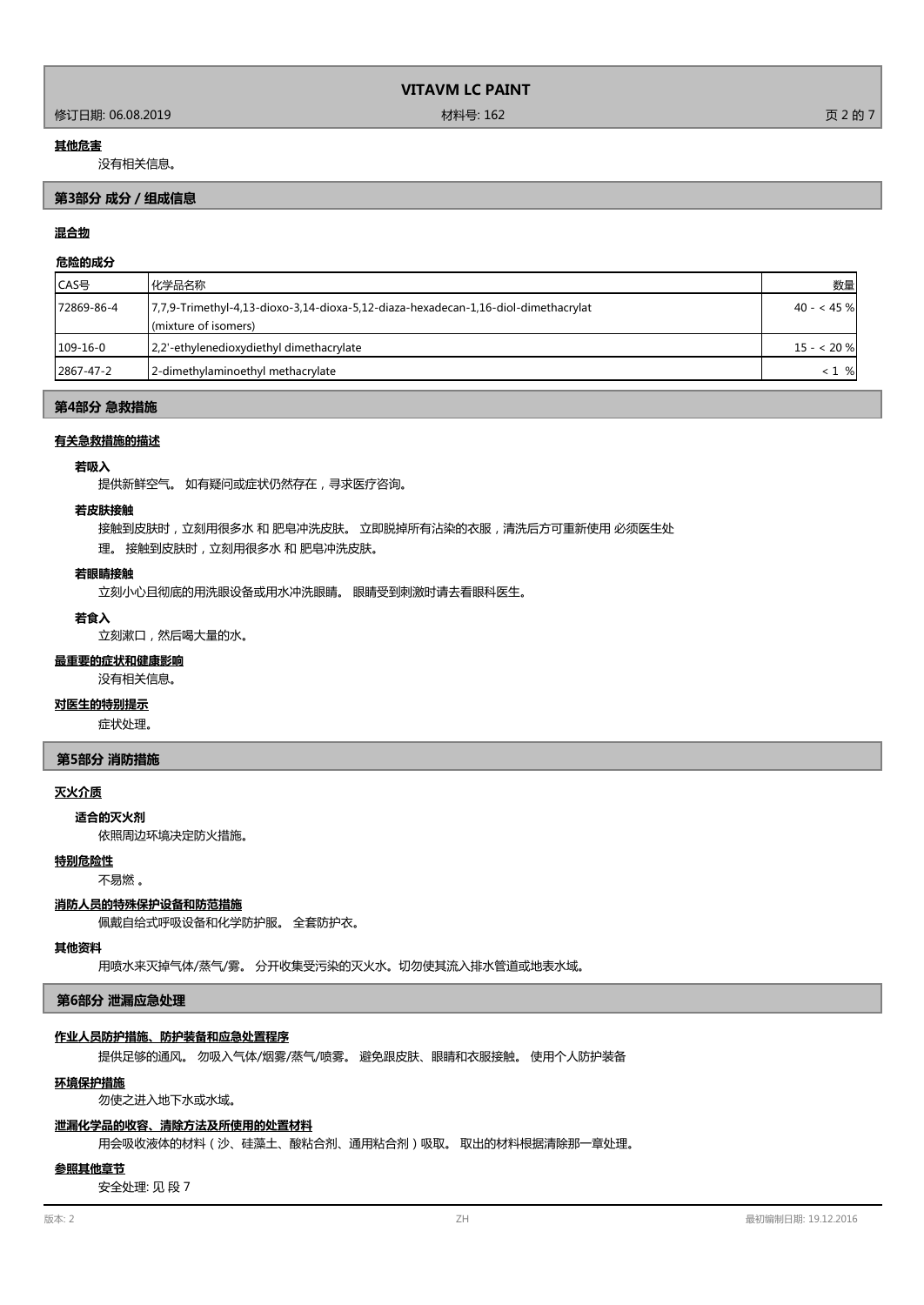**其他危害**

没有相关信息。

## 第3部分 成分 / 组成信息

**混合物**

**危险的成分**

| CAS号 | 化学品名称 | 数量 |
|---|---|---|
| 72869-86-4 | 7,7,9-Trimethyl-4,13-dioxo-3,14-dioxa-5,12-diaza-hexadecan-1,16-diol-dimethacrylat (mixture of isomers) | 40 - < 45 % |
| 109-16-0 | 2,2'-ethylenedioxydiethyl dimethacrylate | 15 - < 20 % |
| 2867-47-2 | 2-dimethylaminoethyl methacrylate | < 1 % |

## 第4部分 急救措施

**有关急救措施的描述**

**若吸入**

提供新鲜空气。 如有疑问或症状仍然存在，寻求医疗咨询。

**若皮肤接触**

接触到皮肤时，立刻用很多水 和 肥皂冲洗皮肤。 立即脱掉所有沾染的衣服，清洗后方可重新使用 必须医生处理。 接触到皮肤时，立刻用很多水 和 肥皂冲洗皮肤。

**若眼睛接触**

立刻小心且彻底的用洗眼设备或用水冲洗眼睛。 眼睛受到刺激时请去看眼科医生。

**若食入**

立刻漱口，然后喝大量的水。

**最重要的症状和健康影响**

没有相关信息。

**对医生的特别提示**

症状处理。

## 第5部分 消防措施

**灭火介质**

**适合的灭火剂**

依照周边环境决定防火措施。

**特别危险性**

不易燃 。

**消防人员的特殊保护设备和防范措施**

佩戴自给式呼吸设备和化学防护服。 全套防护衣。

**其他资料**

用喷水来灭掉气体/蒸气/雾。 分开收集受污染的灭火水。切勿使其流入排水管道或地表水域。

## 第6部分 泄漏应急处理

**作业人员防护措施、防护装备和应急处置程序**

提供足够的通风。 勿吸入气体/烟雾/蒸气/喷雾。 避免跟皮肤、眼睛和衣服接触。 使用个人防护装备

**环境保护措施**

勿使之进入地下水或水域。

**泄漏化学品的收容、清除方法及所使用的处置材料**

用会吸收液体的材料（沙、硅藻土、酸粘合剂、通用粘合剂）吸取。 取出的材料根据清除那一章处理。

**参照其他章节**

安全处理: 见 段 7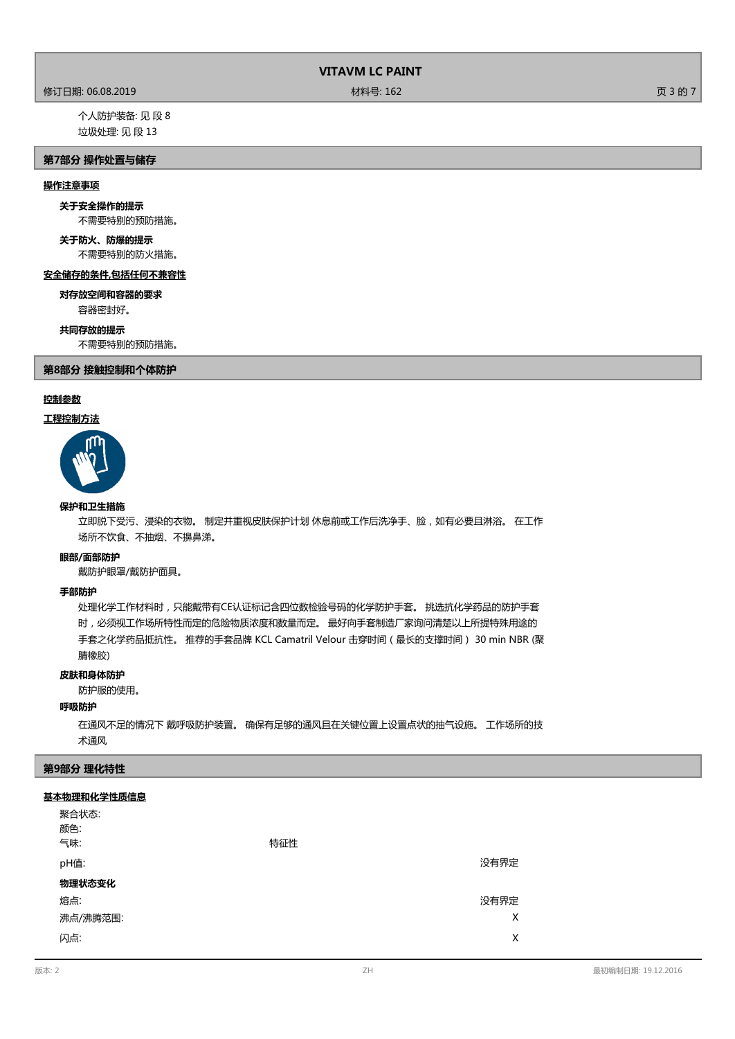个人防护装备: 见 段 8

垃圾处理: 见 段 13

## 第7部分 操作处置与储存

### 操作注意事项

**关于安全操作的提示**

不需要特别的预防措施。

**关于防火、防爆的提示**

不需要特别的防火措施。

### 安全储存的条件,包括任何不兼容性

**对存放空间和容器的要求**

容器密封好。

**共同存放的提示**

不需要特别的预防措施。

## 第8部分 接触控制和个体防护

### 控制参数

### 工程控制方法

**保护和卫生措施**

立即脱下受污、浸染的衣物。 制定并重视皮肤保护计划 休息前或工作后洗净手、脸，如有必要且淋浴。 在工作场所不饮食、不抽烟、不擤鼻涕。

**眼部/面部防护**

戴防护眼罩/戴防护面具。

**手部防护**

处理化学工作材料时，只能戴带有CE认证标记含四位数检验号码的化学防护手套。 挑选抗化学药品的防护手套时，必须视工作场所特性而定的危险物质浓度和数量而定。 最好向手套制造厂家询问清楚以上所提特殊用途的手套之化学药品抵抗性。 推荐的手套品牌 KCL Camatril Velour 击穿时间（最长的支撑时间） 30 min NBR (聚腈橡胶)

**皮肤和身体防护**

防护服的使用。

**呼吸防护**

在通风不足的情况下 戴呼吸防护装置。 确保有足够的通风且在关键位置上设置点状的抽气设施。 工作场所的技术通风

## 第9部分 理化特性

### 基本物理和化学性质信息

| | | |
|---|---|---|
| 聚合状态: | | |
| 颜色: | | |
| 气味: | 特征性 | |
| pH值: | | 没有界定 |
| **物理状态变化** | | |
| 熔点: | | 没有界定 |
| 沸点/沸腾范围: | | X |
| 闪点: | | X |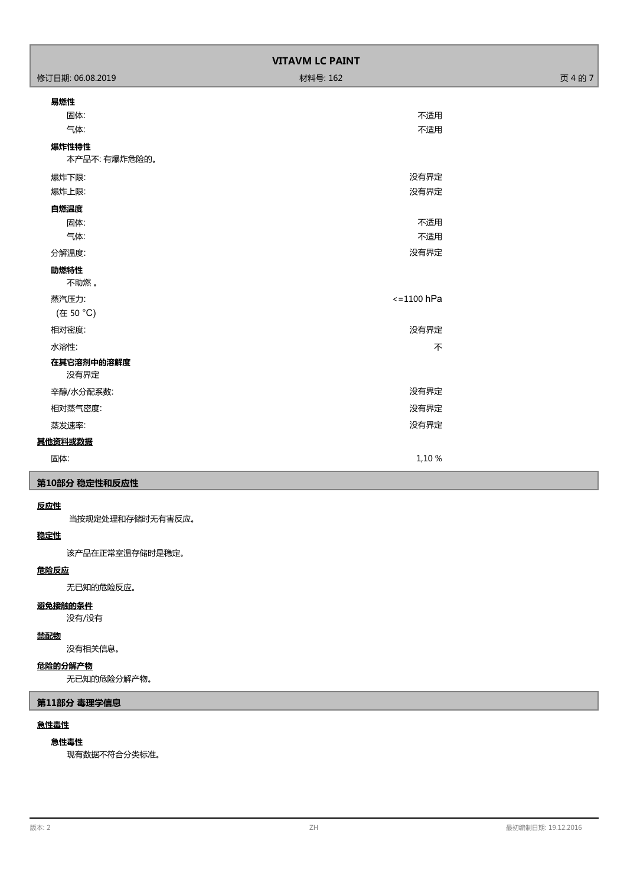**易燃性**

| | |
|---|---|
| 固体: | 不适用 |
| 气体: | 不适用 |

**爆炸性特性**

本产品不: 有爆炸危险的。

| | |
|---|---|
| 爆炸下限: | 没有界定 |
| 爆炸上限: | 没有界定 |

**自燃温度**

| | |
|---|---|
| 固体: | 不适用 |
| 气体: | 不适用 |
| 分解温度: | 没有界定 |

**助燃特性**

不助燃 。

| | |
|---|---|
| 蒸汽压力: (在 50 °C) | <=1100 hPa |
| 相对密度: | 没有界定 |
| 水溶性: | 不 |

**在其它溶剂中的溶解度**

没有界定

| | |
|---|---|
| 辛醇/水分配系数: | 没有界定 |
| 相对蒸气密度: | 没有界定 |
| 蒸发速率: | 没有界定 |

**其他资料或数据**

| | |
|---|---|
| 固体: | 1,10 % |

## 第10部分 稳定性和反应性

**反应性**

当按规定处理和存储时无有害反应。

**稳定性**

该产品在正常室温存储时是稳定。

**危险反应**

无已知的危险反应。

**避免接触的条件**

没有/没有

**禁配物**

没有相关信息。

**危险的分解产物**

无已知的危险分解产物。

## 第11部分 毒理学信息

**急性毒性**

**急性毒性**

现有数据不符合分类标准。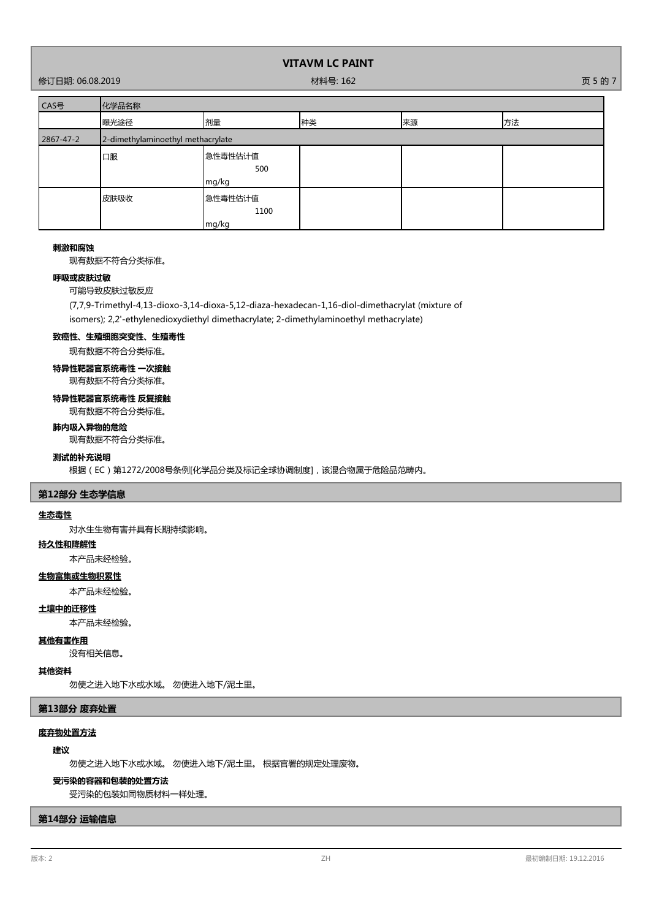| CAS号 | 化学品名称 | | | | |
|---|---|---|---|---|---|
| | 曝光途径 | 剂量 | 种类 | 来源 | 方法 |
| 2867-47-2 | 2-dimethylaminoethyl methacrylate | | | | |
| | 口服 | 急性毒性估计值 500 mg/kg | | | |
| | 皮肤吸收 | 急性毒性估计值 1100 mg/kg | | | |

**刺激和腐蚀**

现有数据不符合分类标准。

**呼吸或皮肤过敏**

可能导致皮肤过敏反应

(7,7,9-Trimethyl-4,13-dioxo-3,14-dioxa-5,12-diaza-hexadecan-1,16-diol-dimethacrylat (mixture of isomers); 2,2'-ethylenedioxydiethyl dimethacrylate; 2-dimethylaminoethyl methacrylate)

**致癌性、生殖细胞突变性、生殖毒性**

现有数据不符合分类标准。

**特异性靶器官系统毒性 一次接触**

现有数据不符合分类标准。

**特异性靶器官系统毒性 反复接触**

现有数据不符合分类标准。

**肺内吸入异物的危险**

现有数据不符合分类标准。

**测试的补充说明**

根据（EC）第1272/2008号条例[化学品分类及标记全球协调制度]，该混合物属于危险品范畴内。

## 第12部分 生态学信息

**生态毒性**

对水生生物有害并具有长期持续影响。

**持久性和降解性**

本产品未经检验。

**生物富集或生物积累性**

本产品未经检验。

**土壤中的迁移性**

本产品未经检验。

**其他有害作用**

没有相关信息。

**其他资料**

勿使之进入地下水或水域。 勿使进入地下/泥土里。

## 第13部分 废弃处置

**废弃物处置方法**

**建议**

勿使之进入地下水或水域。 勿使进入地下/泥土里。 根据官署的规定处理废物。

**受污染的容器和包装的处置方法**

受污染的包装如同物质材料一样处理。

## 第14部分 运输信息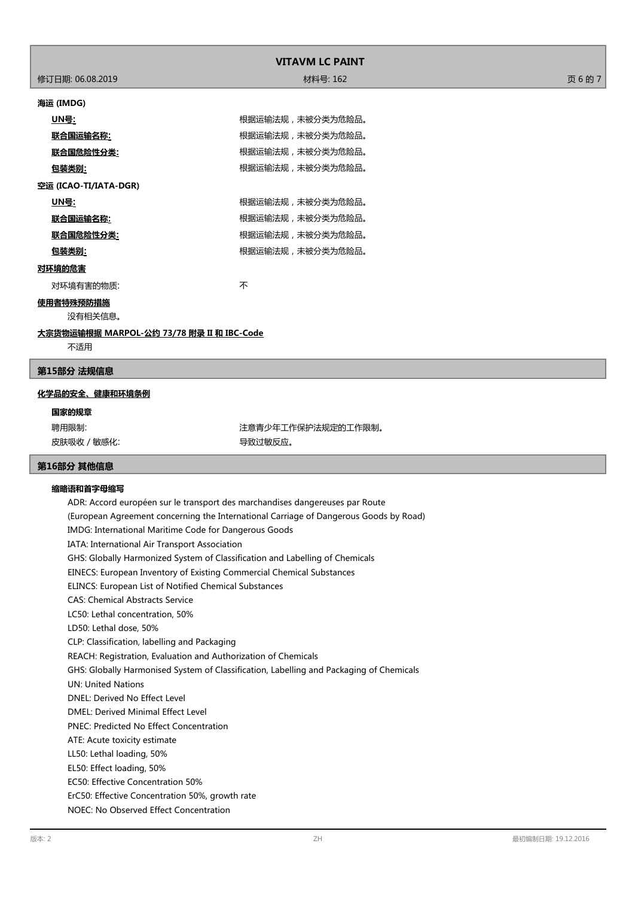**海运 (IMDG)**

| | |
|---|---|
| **UN号:** | 根据运输法规，未被分类为危险品。 |
| **联合国运输名称:** | 根据运输法规，未被分类为危险品。 |
| **联合国危险性分类:** | 根据运输法规，未被分类为危险品。 |
| **包装类别:** | 根据运输法规，未被分类为危险品。 |

**空运 (ICAO-TI/IATA-DGR)**

| | |
|---|---|
| **UN号:** | 根据运输法规，未被分类为危险品。 |
| **联合国运输名称:** | 根据运输法规，未被分类为危险品。 |
| **联合国危险性分类:** | 根据运输法规，未被分类为危险品。 |
| **包装类别:** | 根据运输法规，未被分类为危险品。 |

**对环境的危害**

对环境有害的物质: 不

**使用者特殊预防措施**

没有相关信息。

**大宗货物运输根据 MARPOL-公约 73/78 附录 II 和 IBC-Code**

不适用

## 第15部分 法规信息

**化学品的安全、健康和环境条例**

**国家的规章**

| | |
|---|---|
| 聘用限制: | 注意青少年工作保护法规定的工作限制。 |
| 皮肤吸收 / 敏感化: | 导致过敏反应。 |

## 第16部分 其他信息

**缩略语和首字母缩写**

ADR: Accord européen sur le transport des marchandises dangereuses par Route
(European Agreement concerning the International Carriage of Dangerous Goods by Road)
IMDG: International Maritime Code for Dangerous Goods
IATA: International Air Transport Association
GHS: Globally Harmonized System of Classification and Labelling of Chemicals
EINECS: European Inventory of Existing Commercial Chemical Substances
ELINCS: European List of Notified Chemical Substances
CAS: Chemical Abstracts Service
LC50: Lethal concentration, 50%
LD50: Lethal dose, 50%
CLP: Classification, labelling and Packaging
REACH: Registration, Evaluation and Authorization of Chemicals
GHS: Globally Harmonised System of Classification, Labelling and Packaging of Chemicals
UN: United Nations
DNEL: Derived No Effect Level
DMEL: Derived Minimal Effect Level
PNEC: Predicted No Effect Concentration
ATE: Acute toxicity estimate
LL50: Lethal loading, 50%
EL50: Effect loading, 50%
EC50: Effective Concentration 50%
ErC50: Effective Concentration 50%, growth rate
NOEC: No Observed Effect Concentration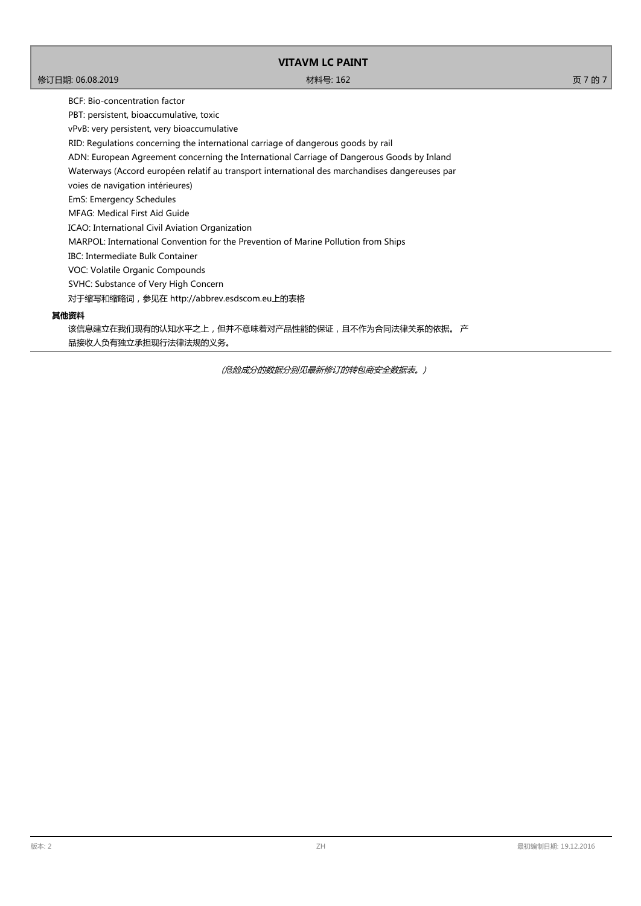BCF: Bio-concentration factor

PBT: persistent, bioaccumulative, toxic

vPvB: very persistent, very bioaccumulative

RID: Regulations concerning the international carriage of dangerous goods by rail

ADN: European Agreement concerning the International Carriage of Dangerous Goods by Inland Waterways (Accord européen relatif au transport international des marchandises dangereuses par voies de navigation intérieures)

EmS: Emergency Schedules

MFAG: Medical First Aid Guide

ICAO: International Civil Aviation Organization

MARPOL: International Convention for the Prevention of Marine Pollution from Ships

IBC: Intermediate Bulk Container

VOC: Volatile Organic Compounds

SVHC: Substance of Very High Concern

对于缩写和缩略词，参见在 http://abbrev.esdscom.eu上的表格

**其他资料**

该信息建立在我们现有的认知水平之上，但并不意味着对产品性能的保证，且不作为合同法律关系的依据。 产品接收人负有独立承担现行法律法规的义务。

*(危险成分的数据分别见最新修订的转包商安全数据表。)*